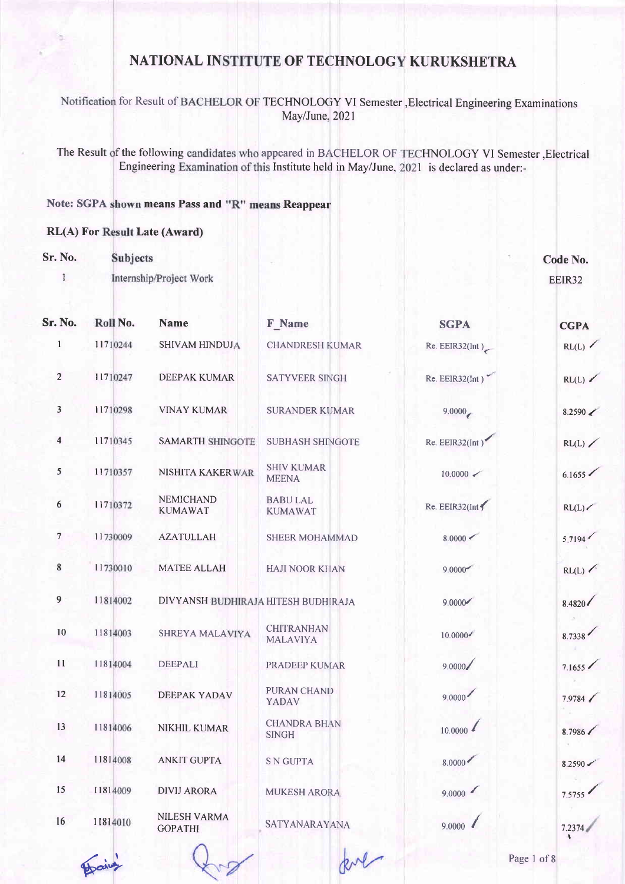# NATIONAL INSTITUTE OF TECHNOLOGY KURUKSHETRA

Notification for Result of BACHELOR OF TECHNOLOGY VI Semester ,Electrical Engineering Examinations May/June, 2021

The Result of the following candidates who appeared in BACHELOR OF TECHNOLOGY VI Semester ,Electrical Engineering Examination of this Institute held in May/June, 2021 is declared as under:-

**Note: SGPA shown means Pass and "R" means Reappear**

**RL(A) For Result Late (Award)**

| Sr. No. | Subjects | Code No. |
|---|---|---|
| 1 | Internship/Project Work | EEIR32 |

| Sr. No. | Roll No. | Name | F_Name | SGPA | CGPA |
|---|---|---|---|---|---|
| 1 | 11710244 | SHIVAM HINDUJA | CHANDRESH KUMAR | Re. EEIR32(Int ) | RL(L) |
| 2 | 11710247 | DEEPAK KUMAR | SATYVEER SINGH | Re. EEIR32(Int ) | RL(L) |
| 3 | 11710298 | VINAY KUMAR | SURANDER KUMAR | 9.0000 | 8.2590 |
| 4 | 11710345 | SAMARTH SHINGOTE | SUBHASH SHINGOTE | Re. EEIR32(Int ) | RL(L) |
| 5 | 11710357 | NISHITA KAKERWAR | SHIV KUMAR MEENA | 10.0000 | 6.1655 |
| 6 | 11710372 | NEMICHAND KUMAWAT | BABU LAL KUMAWAT | Re. EEIR32(Int ) | RL(L) |
| 7 | 11730009 | AZATULLAH | SHEER MOHAMMAD | 8.0000 | 5.7194 |
| 8 | 11730010 | MATEE ALLAH | HAJI NOOR KHAN | 9.0000 | RL(L) |
| 9 | 11814002 | DIVYANSH BUDHIRAJA | HITESH BUDHIRAJA | 9.0000 | 8.4820 |
| 10 | 11814003 | SHREYA MALAVIYA | CHITRANHAN MALAVIYA | 10.0000 | 8.7338 |
| 11 | 11814004 | DEEPALI | PRADEEP KUMAR | 9.0000 | 7.1655 |
| 12 | 11814005 | DEEPAK YADAV | PURAN CHAND YADAV | 9.0000 | 7.9784 |
| 13 | 11814006 | NIKHIL KUMAR | CHANDRA BHAN SINGH | 10.0000 | 8.7986 |
| 14 | 11814008 | ANKIT GUPTA | S N GUPTA | 8.0000 | 8.2590 |
| 15 | 11814009 | DIVIJ ARORA | MUKESH ARORA | 9.0000 | 7.5755 |
| 16 | 11814010 | NILESH VARMA GOPATHI | SATYANARAYANA | 9.0000 | 7.2374 |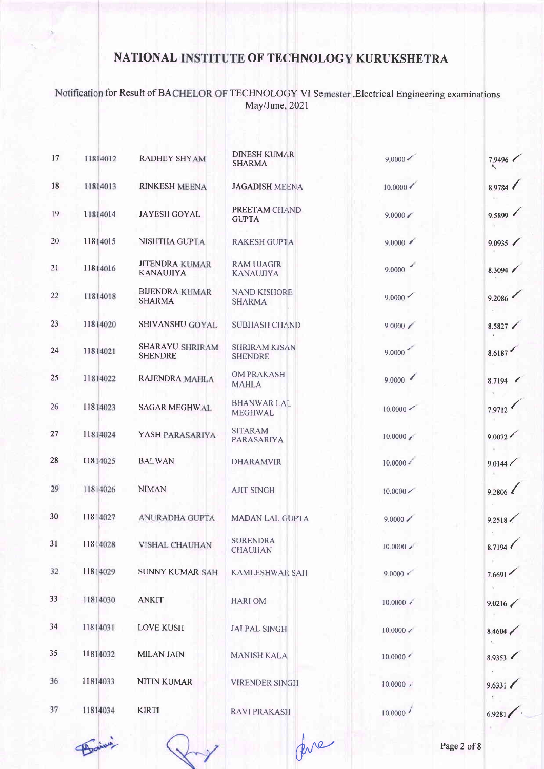# NATIONAL INSTITUTE OF TECHNOLOGY KURUKSHETRA

Notification for Result of BACHELOR OF TECHNOLOGY VI Semester ,Electrical Engineering examinations May/June, 2021

| | | | | | |
|---|---|---|---|---|---|
| 17 | 11814012 | RADHEY SHYAM | DINESH KUMAR SHARMA | 9.0000 | 7.9496 |
| 18 | 11814013 | RINKESH MEENA | JAGADISH MEENA | 10.0000 | 8.9784 |
| 19 | 11814014 | JAYESH GOYAL | PREETAM CHAND GUPTA | 9.0000 | 9.5899 |
| 20 | 11814015 | NISHTHA GUPTA | RAKESH GUPTA | 9.0000 | 9.0935 |
| 21 | 11814016 | JITENDRA KUMAR KANAUJIYA | RAM UJAGIR KANAUJIYA | 9.0000 | 8.3094 |
| 22 | 11814018 | BIJENDRA KUMAR SHARMA | NAND KISHORE SHARMA | 9.0000 | 9.2086 |
| 23 | 11814020 | SHIVANSHU GOYAL | SUBHASH CHAND | 9.0000 | 8.5827 |
| 24 | 11814021 | SHARAYU SHRIRAM SHENDRE | SHRIRAM KISAN SHENDRE | 9.0000 | 8.6187 |
| 25 | 11814022 | RAJENDRA MAHLA | OM PRAKASH MAHLA | 9.0000 | 8.7194 |
| 26 | 11814023 | SAGAR MEGHWAL | BHANWAR LAL MEGHWAL | 10.0000 | 7.9712 |
| 27 | 11814024 | YASH PARASARIYA | SITARAM PARASARIYA | 10.0000 | 9.0072 |
| 28 | 11814025 | BALWAN | DHARAMVIR | 10.0000 | 9.0144 |
| 29 | 11814026 | NIMAN | AJIT SINGH | 10.0000 | 9.2806 |
| 30 | 11814027 | ANURADHA GUPTA | MADAN LAL GUPTA | 9.0000 | 9.2518 |
| 31 | 11814028 | VISHAL CHAUHAN | SURENDRA CHAUHAN | 10.0000 | 8.7194 |
| 32 | 11814029 | SUNNY KUMAR SAH | KAMLESHWAR SAH | 9.0000 | 7.6691 |
| 33 | 11814030 | ANKIT | HARI OM | 10.0000 | 9.0216 |
| 34 | 11814031 | LOVE KUSH | JAI PAL SINGH | 10.0000 | 8.4604 |
| 35 | 11814032 | MILAN JAIN | MANISH KALA | 10.0000 | 8.9353 |
| 36 | 11814033 | NITIN KUMAR | VIRENDER SINGH | 10.0000 | 9.6331 |
| 37 | 11814034 | KIRTI | RAVI PRAKASH | 10.0000 | 6.9281 |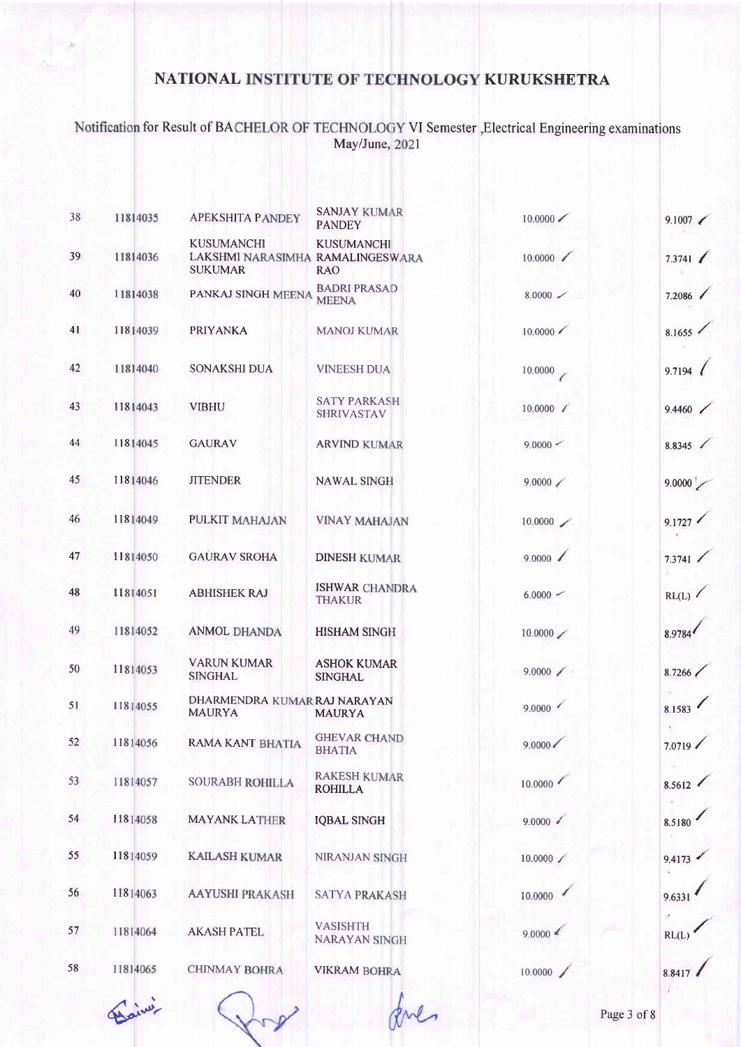# NATIONAL INSTITUTE OF TECHNOLOGY KURUKSHETRA

Notification for Result of BACHELOR OF TECHNOLOGY VI Semester ,Electrical Engineering examinations May/June, 2021

| | | | | | |
|---|---|---|---|---|---|
| 38 | 11814035 | APEKSHITA PANDEY | SANJAY KUMAR PANDEY | 10.0000 | 9.1007 |
| 39 | 11814036 | KUSUMANCHI LAKSHMI NARASIMHA SUKUMAR | KUSUMANCHI RAMALINGESWARA RAO | 10.0000 | 7.3741 |
| 40 | 11814038 | PANKAJ SINGH MEENA | BADRI PRASAD MEENA | 8.0000 | 7.2086 |
| 41 | 11814039 | PRIYANKA | MANOJ KUMAR | 10.0000 | 8.1655 |
| 42 | 11814040 | SONAKSHI DUA | VINEESH DUA | 10.0000 | 9.7194 |
| 43 | 11814043 | VIBHU | SATY PARKASH SHRIVASTAV | 10.0000 | 9.4460 |
| 44 | 11814045 | GAURAV | ARVIND KUMAR | 9.0000 | 8.8345 |
| 45 | 11814046 | JITENDER | NAWAL SINGH | 9.0000 | 9.0000 |
| 46 | 11814049 | PULKIT MAHAJAN | VINAY MAHAJAN | 10.0000 | 9.1727 |
| 47 | 11814050 | GAURAV SROHA | DINESH KUMAR | 9.0000 | 7.3741 |
| 48 | 11814051 | ABHISHEK RAJ | ISHWAR CHANDRA THAKUR | 6.0000 | RL(L) |
| 49 | 11814052 | ANMOL DHANDA | HISHAM SINGH | 10.0000 | 8.9784 |
| 50 | 11814053 | VARUN KUMAR SINGHAL | ASHOK KUMAR SINGHAL | 9.0000 | 8.7266 |
| 51 | 11814055 | DHARMENDRA KUMAR MAURYA | RAJ NARAYAN MAURYA | 9.0000 | 8.1583 |
| 52 | 11814056 | RAMA KANT BHATIA | GHEVAR CHAND BHATIA | 9.0000 | 7.0719 |
| 53 | 11814057 | SOURABH ROHILLA | RAKESH KUMAR ROHILLA | 10.0000 | 8.5612 |
| 54 | 11814058 | MAYANK LATHER | IQBAL SINGH | 9.0000 | 8.5180 |
| 55 | 11814059 | KAILASH KUMAR | NIRANJAN SINGH | 10.0000 | 9.4173 |
| 56 | 11814063 | AAYUSHI PRAKASH | SATYA PRAKASH | 10.0000 | 9.6331 |
| 57 | 11814064 | AKASH PATEL | VASISHTH NARAYAN SINGH | 9.0000 | RL(L) |
| 58 | 11814065 | CHINMAY BOHRA | VIKRAM BOHRA | 10.0000 | 8.8417 |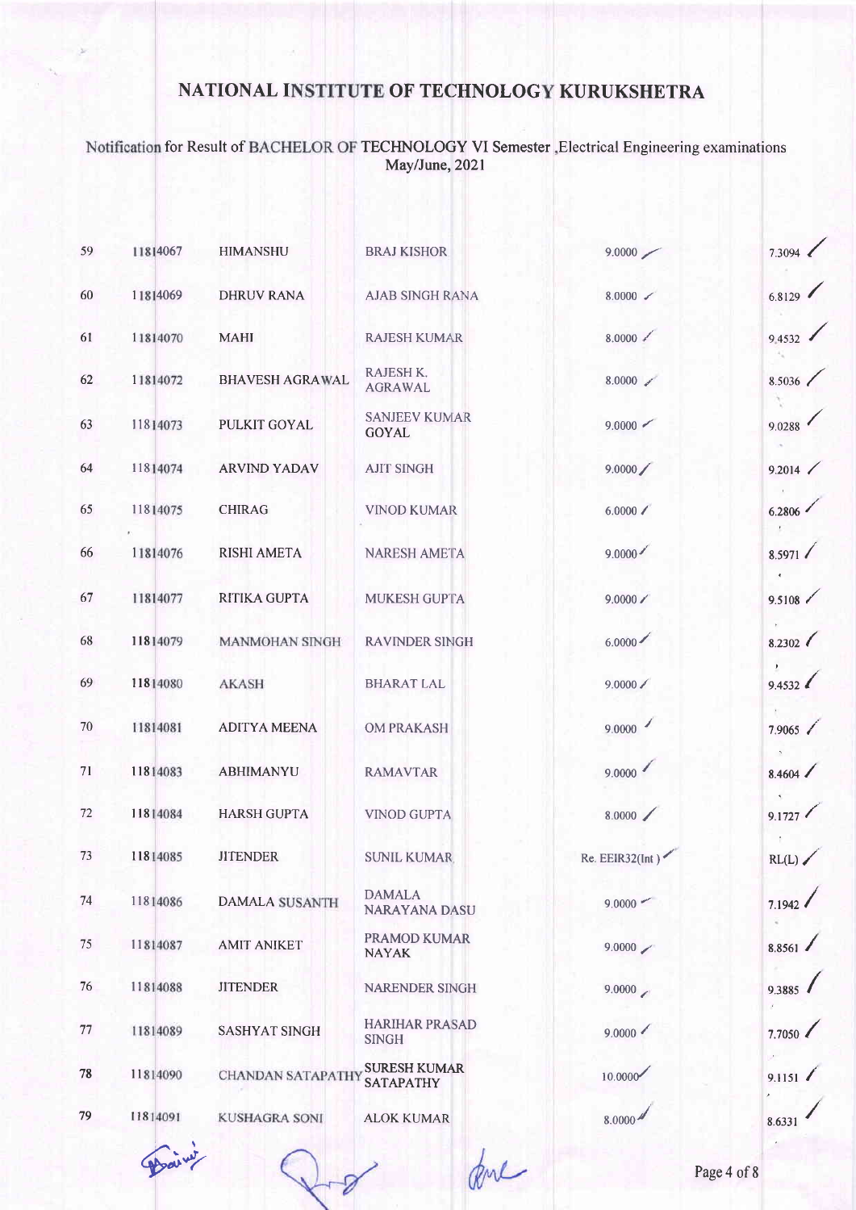# NATIONAL INSTITUTE OF TECHNOLOGY KURUKSHETRA

Notification for Result of BACHELOR OF TECHNOLOGY VI Semester ,Electrical Engineering examinations May/June, 2021

| | | | | | |
|---|---|---|---|---|---|
| 59 | 11814067 | HIMANSHU | BRAJ KISHOR | 9.0000 | 7.3094 |
| 60 | 11814069 | DHRUV RANA | AJAB SINGH RANA | 8.0000 | 6.8129 |
| 61 | 11814070 | MAHI | RAJESH KUMAR | 8.0000 | 9.4532 |
| 62 | 11814072 | BHAVESH AGRAWAL | RAJESH K. AGRAWAL | 8.0000 | 8.5036 |
| 63 | 11814073 | PULKIT GOYAL | SANJEEV KUMAR GOYAL | 9.0000 | 9.0288 |
| 64 | 11814074 | ARVIND YADAV | AJIT SINGH | 9.0000 | 9.2014 |
| 65 | 11814075 | CHIRAG | VINOD KUMAR | 6.0000 | 6.2806 |
| 66 | 11814076 | RISHI AMETA | NARESH AMETA | 9.0000 | 8.5971 |
| 67 | 11814077 | RITIKA GUPTA | MUKESH GUPTA | 9.0000 | 9.5108 |
| 68 | 11814079 | MANMOHAN SINGH | RAVINDER SINGH | 6.0000 | 8.2302 |
| 69 | 11814080 | AKASH | BHARAT LAL | 9.0000 | 9.4532 |
| 70 | 11814081 | ADITYA MEENA | OM PRAKASH | 9.0000 | 7.9065 |
| 71 | 11814083 | ABHIMANYU | RAMAVTAR | 9.0000 | 8.4604 |
| 72 | 11814084 | HARSH GUPTA | VINOD GUPTA | 8.0000 | 9.1727 |
| 73 | 11814085 | JITENDER | SUNIL KUMAR | Re. EEIR32(Int ) | RL(L) |
| 74 | 11814086 | DAMALA SUSANTH | DAMALA NARAYANA DASU | 9.0000 | 7.1942 |
| 75 | 11814087 | AMIT ANIKET | PRAMOD KUMAR NAYAK | 9.0000 | 8.8561 |
| 76 | 11814088 | JITENDER | NARENDER SINGH | 9.0000 | 9.3885 |
| 77 | 11814089 | SASHYAT SINGH | HARIHAR PRASAD SINGH | 9.0000 | 7.7050 |
| 78 | 11814090 | CHANDAN SATAPATHY | SURESH KUMAR SATAPATHY | 10.0000 | 9.1151 |
| 79 | 11814091 | KUSHAGRA SONI | ALOK KUMAR | 8.0000 | 8.6331 |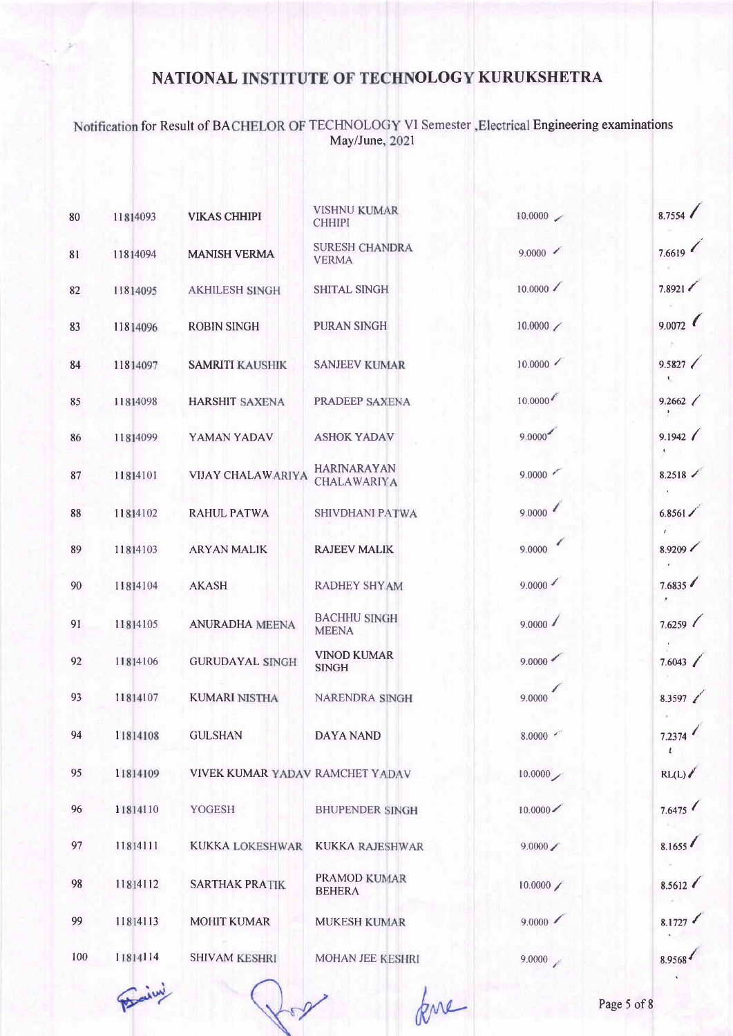# NATIONAL INSTITUTE OF TECHNOLOGY KURUKSHETRA

Notification for Result of BACHELOR OF TECHNOLOGY VI Semester ,Electrical Engineering examinations May/June, 2021

| | | | | | |
|---|---|---|---|---|---|
| 80 | 11814093 | VIKAS CHHIPI | VISHNU KUMAR CHHIPI | 10.0000 | 8.7554 |
| 81 | 11814094 | MANISH VERMA | SURESH CHANDRA VERMA | 9.0000 | 7.6619 |
| 82 | 11814095 | AKHILESH SINGH | SHITAL SINGH | 10.0000 | 7.8921 |
| 83 | 11814096 | ROBIN SINGH | PURAN SINGH | 10.0000 | 9.0072 |
| 84 | 11814097 | SAMRITI KAUSHIK | SANJEEV KUMAR | 10.0000 | 9.5827 |
| 85 | 11814098 | HARSHIT SAXENA | PRADEEP SAXENA | 10.0000 | 9.2662 |
| 86 | 11814099 | YAMAN YADAV | ASHOK YADAV | 9.0000 | 9.1942 |
| 87 | 11814101 | VIJAY CHALAWARIYA | HARINARAYAN CHALAWARIYA | 9.0000 | 8.2518 |
| 88 | 11814102 | RAHUL PATWA | SHIVDHANI PATWA | 9.0000 | 6.8561 |
| 89 | 11814103 | ARYAN MALIK | RAJEEV MALIK | 9.0000 | 8.9209 |
| 90 | 11814104 | AKASH | RADHEY SHYAM | 9.0000 | 7.6835 |
| 91 | 11814105 | ANURADHA MEENA | BACHHU SINGH MEENA | 9.0000 | 7.6259 |
| 92 | 11814106 | GURUDAYAL SINGH | VINOD KUMAR SINGH | 9.0000 | 7.6043 |
| 93 | 11814107 | KUMARI NISTHA | NARENDRA SINGH | 9.0000 | 8.3597 |
| 94 | 11814108 | GULSHAN | DAYA NAND | 8.0000 | 7.2374 |
| 95 | 11814109 | VIVEK KUMAR YADAV | RAMCHET YADAV | 10.0000 | RL(L) |
| 96 | 11814110 | YOGESH | BHUPENDER SINGH | 10.0000 | 7.6475 |
| 97 | 11814111 | KUKKA LOKESHWAR | KUKKA RAJESHWAR | 9.0000 | 8.1655 |
| 98 | 11814112 | SARTHAK PRATIK | PRAMOD KUMAR BEHERA | 10.0000 | 8.5612 |
| 99 | 11814113 | MOHIT KUMAR | MUKESH KUMAR | 9.0000 | 8.1727 |
| 100 | 11814114 | SHIVAM KESHRI | MOHAN JEE KESHRI | 9.0000 | 8.9568 |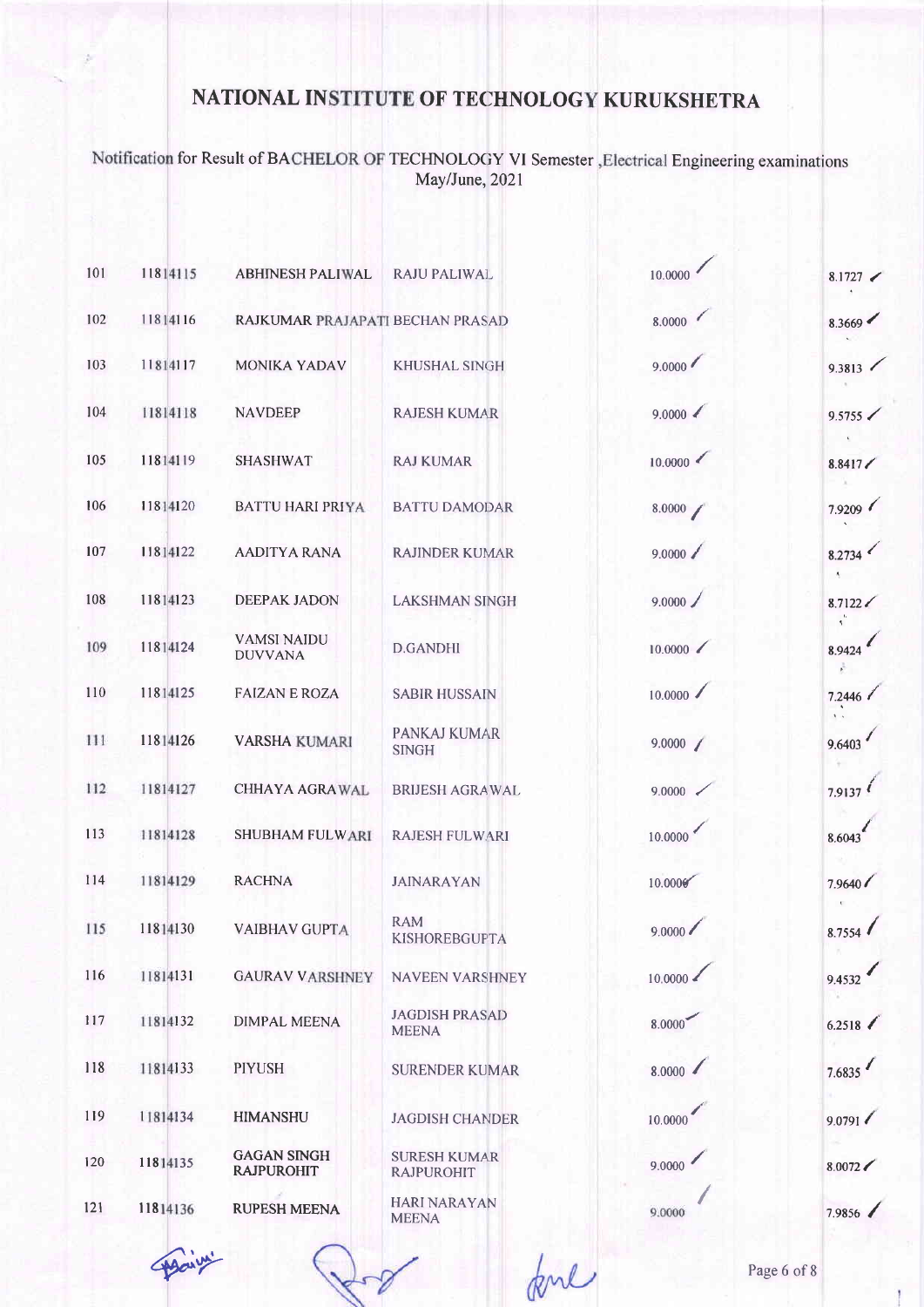# NATIONAL INSTITUTE OF TECHNOLOGY KURUKSHETRA

Notification for Result of BACHELOR OF TECHNOLOGY VI Semester ,Electrical Engineering examinations May/June, 2021

| | | | | | |
|---|---|---|---|---|---|
| 101 | 11814115 | ABHINESH PALIWAL | RAJU PALIWAL | 10.0000 | 8.1727 |
| 102 | 11814116 | RAJKUMAR PRAJAPATI | BECHAN PRASAD | 8.0000 | 8.3669 |
| 103 | 11814117 | MONIKA YADAV | KHUSHAL SINGH | 9.0000 | 9.3813 |
| 104 | 11814118 | NAVDEEP | RAJESH KUMAR | 9.0000 | 9.5755 |
| 105 | 11814119 | SHASHWAT | RAJ KUMAR | 10.0000 | 8.8417 |
| 106 | 11814120 | BATTU HARI PRIYA | BATTU DAMODAR | 8.0000 | 7.9209 |
| 107 | 11814122 | AADITYA RANA | RAJINDER KUMAR | 9.0000 | 8.2734 |
| 108 | 11814123 | DEEPAK JADON | LAKSHMAN SINGH | 9.0000 | 8.7122 |
| 109 | 11814124 | VAMSI NAIDU DUVVANA | D.GANDHI | 10.0000 | 8.9424 |
| 110 | 11814125 | FAIZAN E ROZA | SABIR HUSSAIN | 10.0000 | 7.2446 |
| 111 | 11814126 | VARSHA KUMARI | PANKAJ KUMAR SINGH | 9.0000 | 9.6403 |
| 112 | 11814127 | CHHAYA AGRAWAL | BRIJESH AGRAWAL | 9.0000 | 7.9137 |
| 113 | 11814128 | SHUBHAM FULWARI | RAJESH FULWARI | 10.0000 | 8.6043 |
| 114 | 11814129 | RACHNA | JAINARAYAN | 10.0000 | 7.9640 |
| 115 | 11814130 | VAIBHAV GUPTA | RAM KISHOREBGUPTA | 9.0000 | 8.7554 |
| 116 | 11814131 | GAURAV VARSHNEY | NAVEEN VARSHNEY | 10.0000 | 9.4532 |
| 117 | 11814132 | DIMPAL MEENA | JAGDISH PRASAD MEENA | 8.0000 | 6.2518 |
| 118 | 11814133 | PIYUSH | SURENDER KUMAR | 8.0000 | 7.6835 |
| 119 | 11814134 | HIMANSHU | JAGDISH CHANDER | 10.0000 | 9.0791 |
| 120 | 11814135 | GAGAN SINGH RAJPUROHIT | SURESH KUMAR RAJPUROHIT | 9.0000 | 8.0072 |
| 121 | 11814136 | RUPESH MEENA | HARI NARAYAN MEENA | 9.0000 | 7.9856 |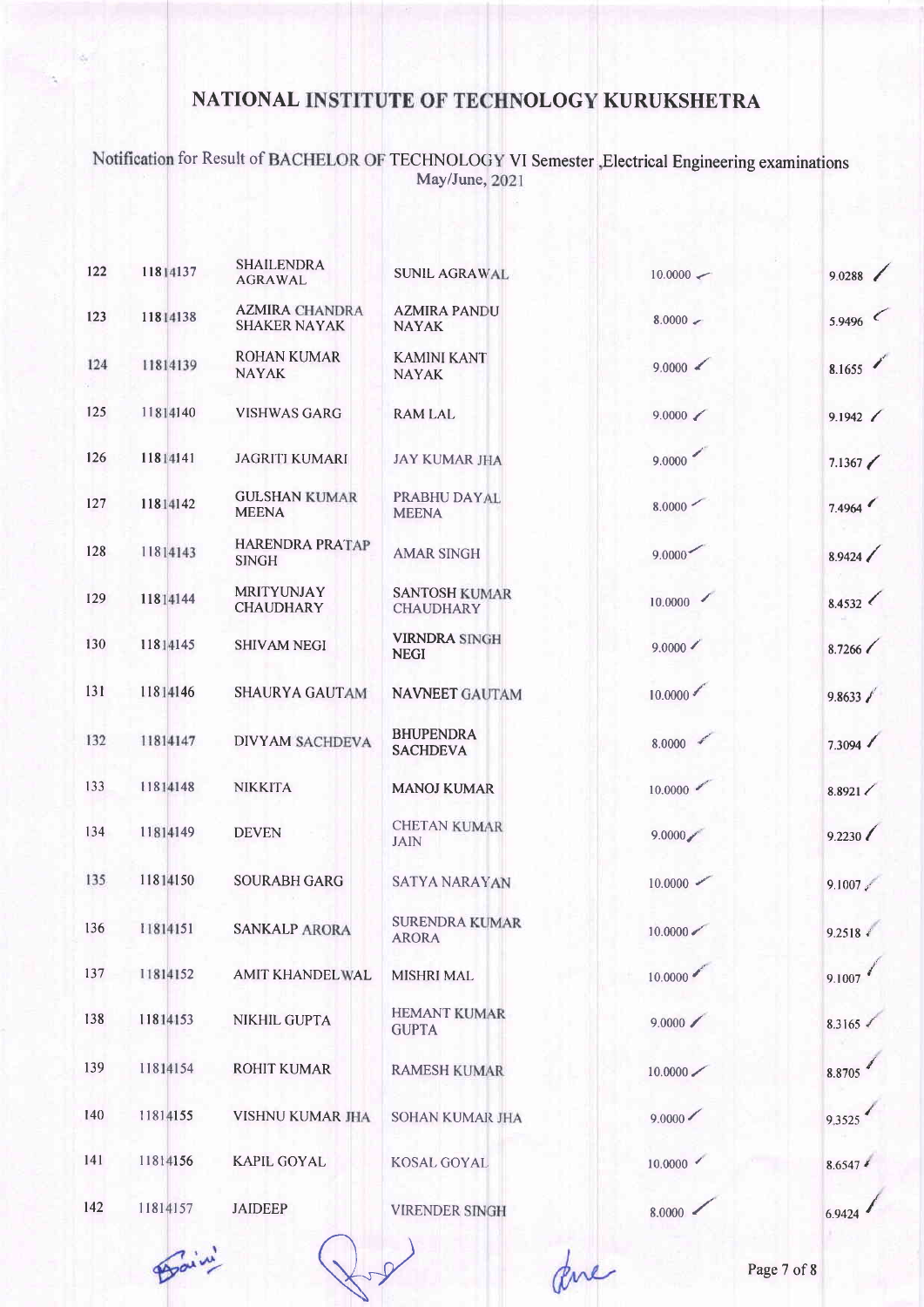# NATIONAL INSTITUTE OF TECHNOLOGY KURUKSHETRA

Notification for Result of BACHELOR OF TECHNOLOGY VI Semester ,Electrical Engineering examinations May/June, 2021

| | | | | | |
|---|---|---|---|---|---|
| 122 | 11814137 | SHAILENDRA AGRAWAL | SUNIL AGRAWAL | 10.0000 | 9.0288 |
| 123 | 11814138 | AZMIRA CHANDRA SHAKER NAYAK | AZMIRA PANDU NAYAK | 8.0000 | 5.9496 |
| 124 | 11814139 | ROHAN KUMAR NAYAK | KAMINI KANT NAYAK | 9.0000 | 8.1655 |
| 125 | 11814140 | VISHWAS GARG | RAM LAL | 9.0000 | 9.1942 |
| 126 | 11814141 | JAGRITI KUMARI | JAY KUMAR JHA | 9.0000 | 7.1367 |
| 127 | 11814142 | GULSHAN KUMAR MEENA | PRABHU DAYAL MEENA | 8.0000 | 7.4964 |
| 128 | 11814143 | HARENDRA PRATAP SINGH | AMAR SINGH | 9.0000 | 8.9424 |
| 129 | 11814144 | MRITYUNJAY CHAUDHARY | SANTOSH KUMAR CHAUDHARY | 10.0000 | 8.4532 |
| 130 | 11814145 | SHIVAM NEGI | VIRNDRA SINGH NEGI | 9.0000 | 8.7266 |
| 131 | 11814146 | SHAURYA GAUTAM | NAVNEET GAUTAM | 10.0000 | 9.8633 |
| 132 | 11814147 | DIVYAM SACHDEVA | BHUPENDRA SACHDEVA | 8.0000 | 7.3094 |
| 133 | 11814148 | NIKKITA | MANOJ KUMAR | 10.0000 | 8.8921 |
| 134 | 11814149 | DEVEN | CHETAN KUMAR JAIN | 9.0000 | 9.2230 |
| 135 | 11814150 | SOURABH GARG | SATYA NARAYAN | 10.0000 | 9.1007 |
| 136 | 11814151 | SANKALP ARORA | SURENDRA KUMAR ARORA | 10.0000 | 9.2518 |
| 137 | 11814152 | AMIT KHANDELWAL | MISHRI MAL | 10.0000 | 9.1007 |
| 138 | 11814153 | NIKHIL GUPTA | HEMANT KUMAR GUPTA | 9.0000 | 8.3165 |
| 139 | 11814154 | ROHIT KUMAR | RAMESH KUMAR | 10.0000 | 8.8705 |
| 140 | 11814155 | VISHNU KUMAR JHA | SOHAN KUMAR JHA | 9.0000 | 9.3525 |
| 141 | 11814156 | KAPIL GOYAL | KOSAL GOYAL | 10.0000 | 8.6547 |
| 142 | 11814157 | JAIDEEP | VIRENDER SINGH | 8.0000 | 6.9424 |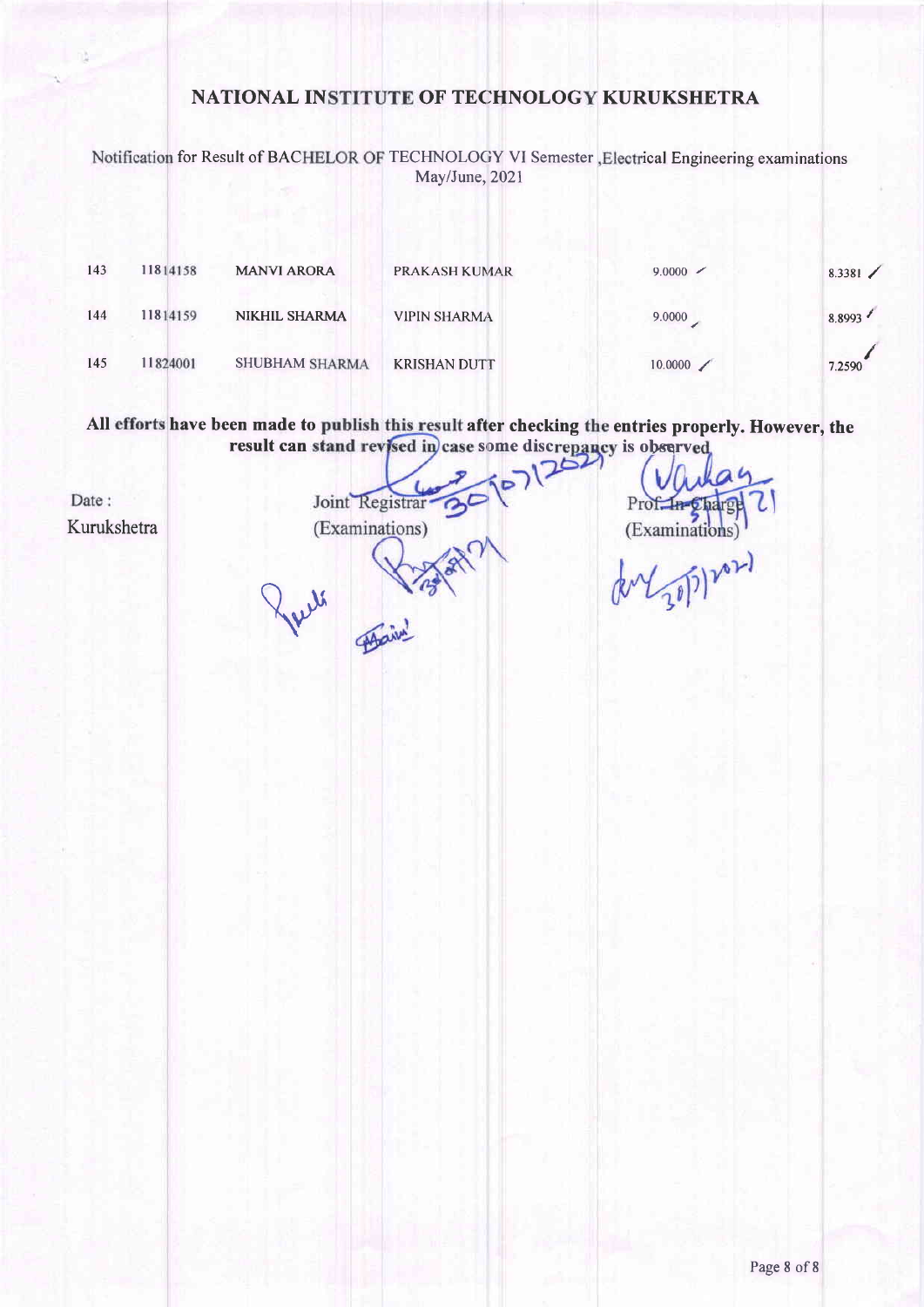# NATIONAL INSTITUTE OF TECHNOLOGY KURUKSHETRA

Notification for Result of BACHELOR OF TECHNOLOGY VI Semester ,Electrical Engineering examinations May/June, 2021

| | | | | | |
|---|---|---|---|---|---|
| 143 | 11814158 | MANVI ARORA | PRAKASH KUMAR | 9.0000 | 8.3381 |
| 144 | 11814159 | NIKHIL SHARMA | VIPIN SHARMA | 9.0000 | 8.8993 |
| 145 | 11824001 | SHUBHAM SHARMA | KRISHAN DUTT | 10.0000 | 7.2590 |

**All efforts have been made to publish this result after checking the entries properly. However, the result can stand revised in case some discrepancy is observed**

Date :

Kurukshetra

Joint Registrar 30/07/2021

(Examinations)

Prof. In-Charge

(Examinations)